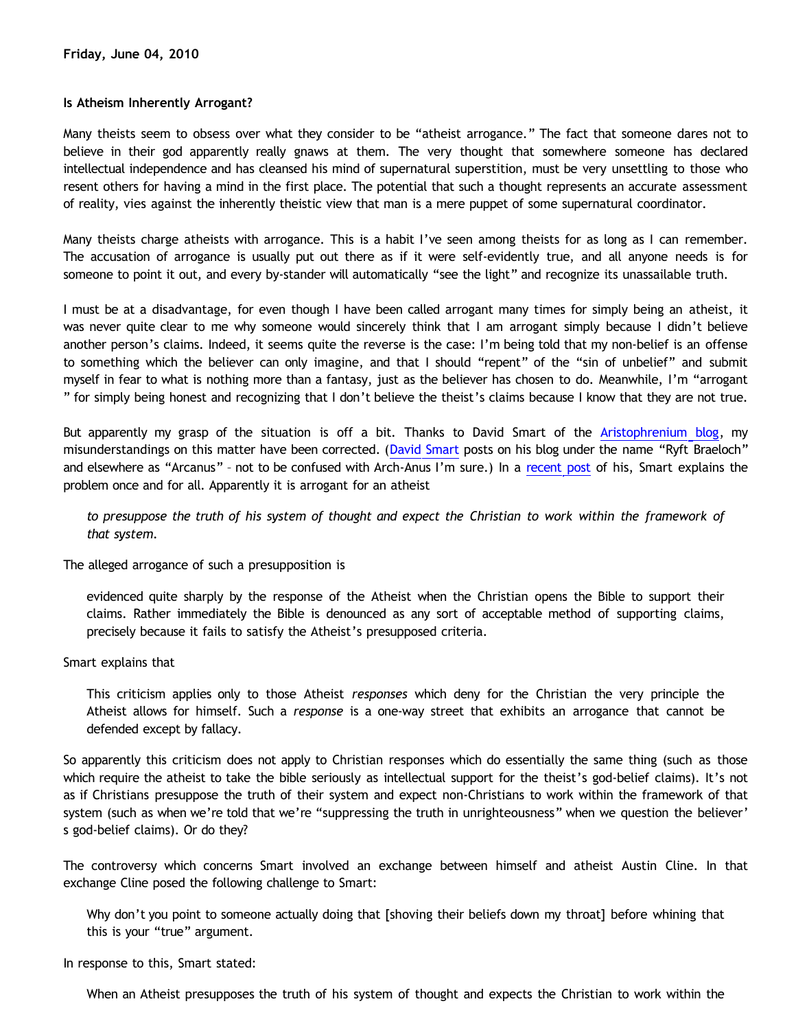**Friday, June 04, 2010**

**Is Atheism Inherently Arrogant?**

Many theists seem to obsess over what they consider to be "atheist arrogance." The fact that someone dares not to believe in their god apparently really gnaws at them. The very thought that somewhere someone has declared intellectual independence and has cleansed his mind of supernatural superstition, must be very unsettling to those who resent others for having a mind in the first place. The potential that such a thought represents an accurate assessment of reality, vies against the inherently theistic view that man is a mere puppet of some supernatural coordinator.

Many theists charge atheists with arrogance. This is a habit I've seen among theists for as long as I can remember. The accusation of arrogance is usually put out there as if it were self-evidently true, and all anyone needs is for someone to point it out, and every by-stander will automatically "see the light" and recognize its unassailable truth.

I must be at a disadvantage, for even though I have been called arrogant many times for simply being an atheist, it was never quite clear to me why someone would sincerely think that I am arrogant simply because I didn't believe another person's claims. Indeed, it seems quite the reverse is the case: I'm being told that my non-belief is an offense to something which the believer can only imagine, and that I should "repent" of the "sin of unbelief" and submit myself in fear to what is nothing more than a fantasy, just as the believer has chosen to do. Meanwhile, I'm "arrogant" for simply being honest and recognizing that I don't believe the theist's claims because I know that they are not true.

But apparently my grasp of the situation is off a bit. Thanks to David Smart of the Aristophrenium blog, my misunderstandings on this matter have been corrected. (David Smart posts on his blog under the name "Ryft Braeloch" and elsewhere as "Arcanus" – not to be confused with Arch-Anus I'm sure.) In a recent post of his, Smart explains the problem once and for all. Apparently it is arrogant for an atheist

> *to presuppose the truth of his system of thought and expect the Christian to work within the framework of that system.*

The alleged arrogance of such a presupposition is

> evidenced quite sharply by the response of the Atheist when the Christian opens the Bible to support their claims. Rather immediately the Bible is denounced as any sort of acceptable method of supporting claims, precisely because it fails to satisfy the Atheist's presupposed criteria.

Smart explains that

> This criticism applies only to those Atheist *responses* which deny for the Christian the very principle the Atheist allows for himself. Such a *response* is a one-way street that exhibits an arrogance that cannot be defended except by fallacy.

So apparently this criticism does not apply to Christian responses which do essentially the same thing (such as those which require the atheist to take the bible seriously as intellectual support for the theist's god-belief claims). It's not as if Christians presuppose the truth of their system and expect non-Christians to work within the framework of that system (such as when we're told that we're "suppressing the truth in unrighteousness" when we question the believer's god-belief claims). Or do they?

The controversy which concerns Smart involved an exchange between himself and atheist Austin Cline. In that exchange Cline posed the following challenge to Smart:

> Why don't you point to someone actually doing that [shoving their beliefs down my throat] before whining that this is your "true" argument.

In response to this, Smart stated:

> When an Atheist presupposes the truth of his system of thought and expects the Christian to work within the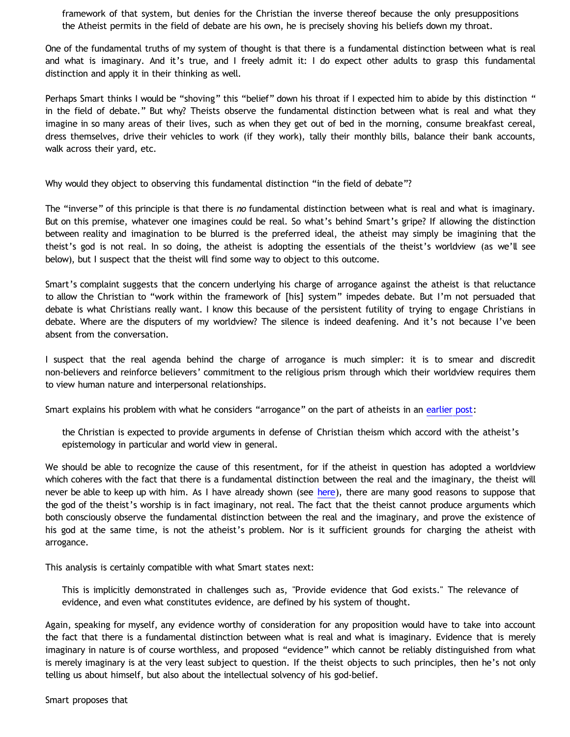> framework of that system, but denies for the Christian the inverse thereof because the only presuppositions the Atheist permits in the field of debate are his own, he is precisely shoving his beliefs down my throat.

One of the fundamental truths of my system of thought is that there is a fundamental distinction between what is real and what is imaginary. And it's true, and I freely admit it: I do expect other adults to grasp this fundamental distinction and apply it in their thinking as well.

Perhaps Smart thinks I would be "shoving" this "belief" down his throat if I expected him to abide by this distinction " in the field of debate." But why? Theists observe the fundamental distinction between what is real and what they imagine in so many areas of their lives, such as when they get out of bed in the morning, consume breakfast cereal, dress themselves, drive their vehicles to work (if they work), tally their monthly bills, balance their bank accounts, walk across their yard, etc.

Why would they object to observing this fundamental distinction "in the field of debate"?

The "inverse" of this principle is that there is *no* fundamental distinction between what is real and what is imaginary. But on this premise, whatever one imagines could be real. So what's behind Smart's gripe? If allowing the distinction between reality and imagination to be blurred is the preferred ideal, the atheist may simply be imagining that the theist's god is not real. In so doing, the atheist is adopting the essentials of the theist's worldview (as we'll see below), but I suspect that the theist will find some way to object to this outcome.

Smart's complaint suggests that the concern underlying his charge of arrogance against the atheist is that reluctance to allow the Christian to "work within the framework of [his] system" impedes debate. But I'm not persuaded that debate is what Christians really want. I know this because of the persistent futility of trying to engage Christians in debate. Where are the disputers of my worldview? The silence is indeed deafening. And it's not because I've been absent from the conversation.

I suspect that the real agenda behind the charge of arrogance is much simpler: it is to smear and discredit non-believers and reinforce believers' commitment to the religious prism through which their worldview requires them to view human nature and interpersonal relationships.

Smart explains his problem with what he considers "arrogance" on the part of atheists in an earlier post:

> the Christian is expected to provide arguments in defense of Christian theism which accord with the atheist's epistemology in particular and world view in general.

We should be able to recognize the cause of this resentment, for if the atheist in question has adopted a worldview which coheres with the fact that there is a fundamental distinction between the real and the imaginary, the theist will never be able to keep up with him. As I have already shown (see here), there are many good reasons to suppose that the god of the theist's worship is in fact imaginary, not real. The fact that the theist cannot produce arguments which both consciously observe the fundamental distinction between the real and the imaginary, and prove the existence of his god at the same time, is not the atheist's problem. Nor is it sufficient grounds for charging the atheist with arrogance.

This analysis is certainly compatible with what Smart states next:

> This is implicitly demonstrated in challenges such as, "Provide evidence that God exists." The relevance of evidence, and even what constitutes evidence, are defined by his system of thought.

Again, speaking for myself, any evidence worthy of consideration for any proposition would have to take into account the fact that there is a fundamental distinction between what is real and what is imaginary. Evidence that is merely imaginary in nature is of course worthless, and proposed "evidence" which cannot be reliably distinguished from what is merely imaginary is at the very least subject to question. If the theist objects to such principles, then he's not only telling us about himself, but also about the intellectual solvency of his god-belief.

Smart proposes that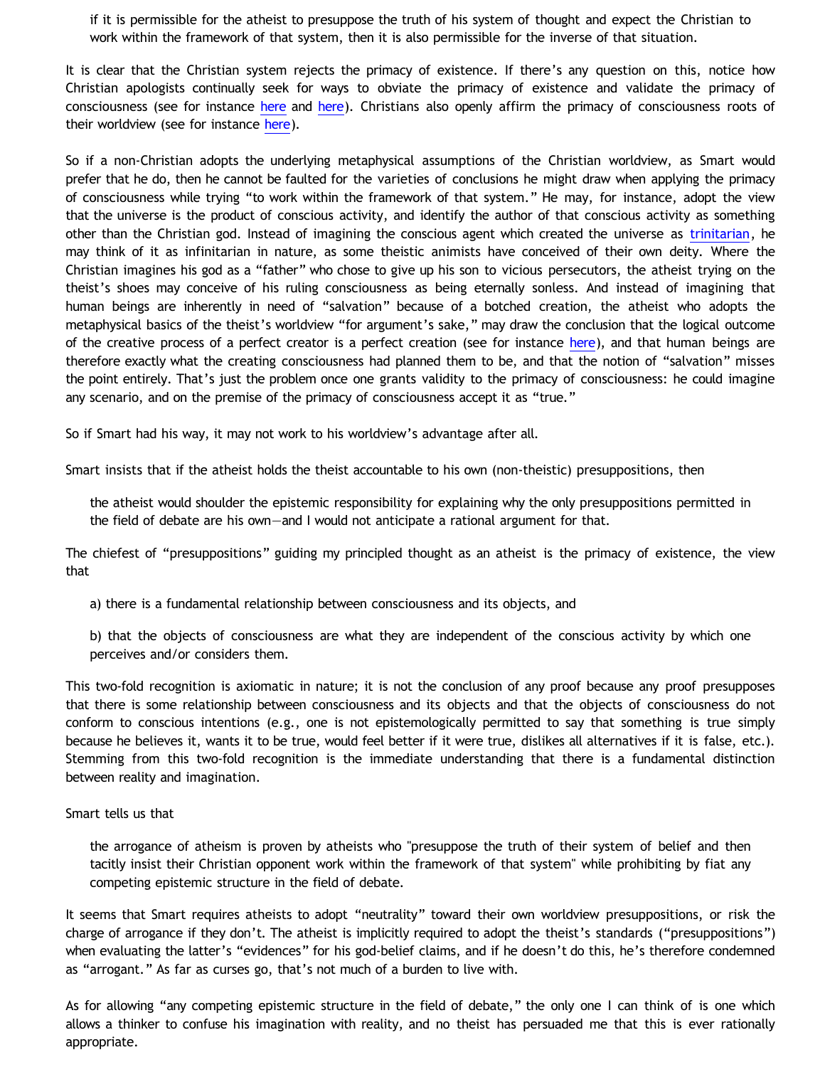> if it is permissible for the atheist to presuppose the truth of his system of thought and expect the Christian to work within the framework of that system, then it is also permissible for the inverse of that situation.

It is clear that the Christian system rejects the primacy of existence. If there's any question on this, notice how Christian apologists continually seek for ways to obviate the primacy of existence and validate the primacy of consciousness (see for instance here and here). Christians also openly affirm the primacy of consciousness roots of their worldview (see for instance here).

So if a non-Christian adopts the underlying metaphysical assumptions of the Christian worldview, as Smart would prefer that he do, then he cannot be faulted for the varieties of conclusions he might draw when applying the primacy of consciousness while trying "to work within the framework of that system." He may, for instance, adopt the view that the universe is the product of conscious activity, and identify the author of that conscious activity as something other than the Christian god. Instead of imagining the conscious agent which created the universe as trinitarian, he may think of it as infinitarian in nature, as some theistic animists have conceived of their own deity. Where the Christian imagines his god as a "father" who chose to give up his son to vicious persecutors, the atheist trying on the theist's shoes may conceive of his ruling consciousness as being eternally sonless. And instead of imagining that human beings are inherently in need of "salvation" because of a botched creation, the atheist who adopts the metaphysical basics of the theist's worldview "for argument's sake," may draw the conclusion that the logical outcome of the creative process of a perfect creator is a perfect creation (see for instance here), and that human beings are therefore exactly what the creating consciousness had planned them to be, and that the notion of "salvation" misses the point entirely. That's just the problem once one grants validity to the primacy of consciousness: he could imagine any scenario, and on the premise of the primacy of consciousness accept it as "true."

So if Smart had his way, it may not work to his worldview's advantage after all.

Smart insists that if the atheist holds the theist accountable to his own (non-theistic) presuppositions, then

> the atheist would shoulder the epistemic responsibility for explaining why the only presuppositions permitted in the field of debate are his own—and I would not anticipate a rational argument for that.

The chiefest of "presuppositions" guiding my principled thought as an atheist is the primacy of existence, the view that

> a) there is a fundamental relationship between consciousness and its objects, and
>
> b) that the objects of consciousness are what they are independent of the conscious activity by which one perceives and/or considers them.

This two-fold recognition is axiomatic in nature; it is not the conclusion of any proof because any proof presupposes that there is some relationship between consciousness and its objects and that the objects of consciousness do not conform to conscious intentions (e.g., one is not epistemologically permitted to say that something is true simply because he believes it, wants it to be true, would feel better if it were true, dislikes all alternatives if it is false, etc.). Stemming from this two-fold recognition is the immediate understanding that there is a fundamental distinction between reality and imagination.

Smart tells us that

> the arrogance of atheism is proven by atheists who "presuppose the truth of their system of belief and then tacitly insist their Christian opponent work within the framework of that system" while prohibiting by fiat any competing epistemic structure in the field of debate.

It seems that Smart requires atheists to adopt "neutrality" toward their own worldview presuppositions, or risk the charge of arrogance if they don't. The atheist is implicitly required to adopt the theist's standards ("presuppositions") when evaluating the latter's "evidences" for his god-belief claims, and if he doesn't do this, he's therefore condemned as "arrogant." As far as curses go, that's not much of a burden to live with.

As for allowing "any competing epistemic structure in the field of debate," the only one I can think of is one which allows a thinker to confuse his imagination with reality, and no theist has persuaded me that this is ever rationally appropriate.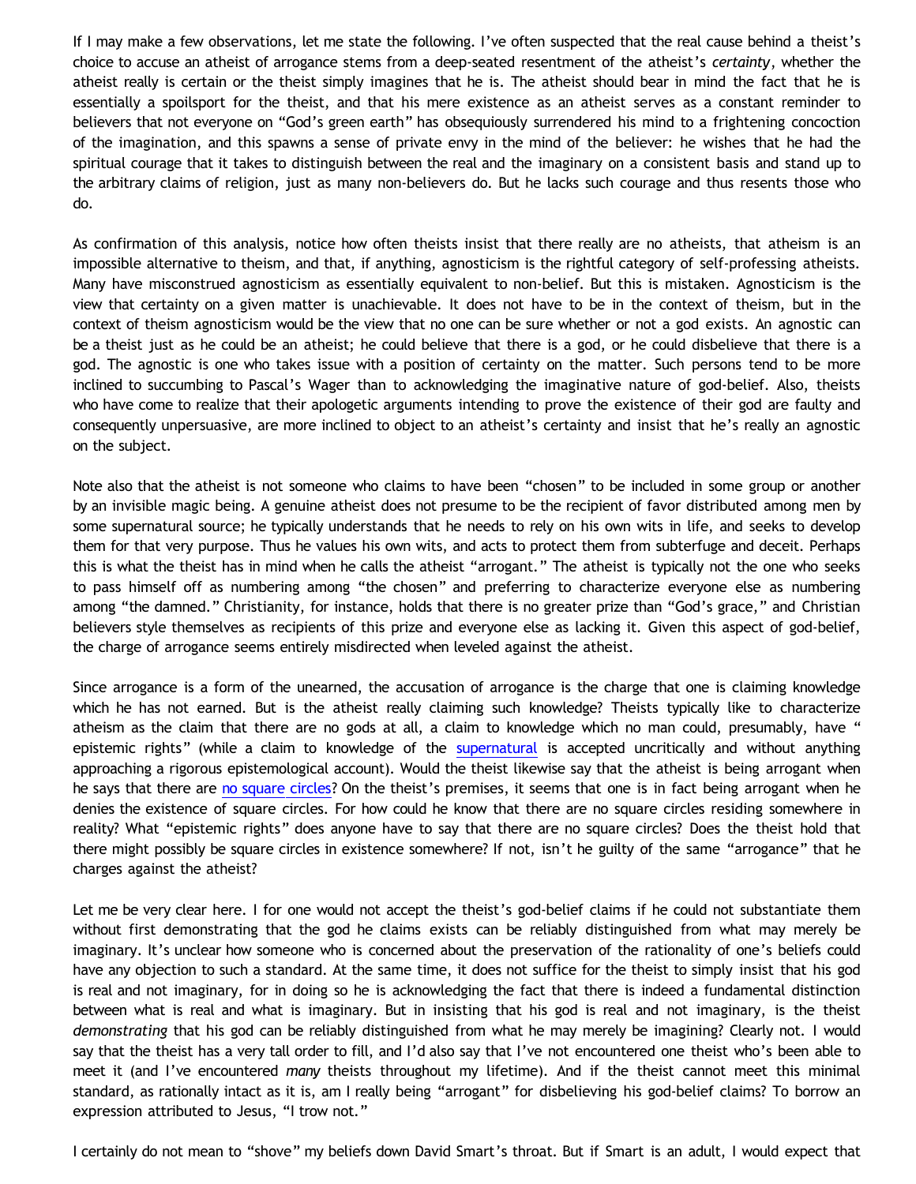If I may make a few observations, let me state the following. I've often suspected that the real cause behind a theist's choice to accuse an atheist of arrogance stems from a deep-seated resentment of the atheist's *certainty*, whether the atheist really is certain or the theist simply imagines that he is. The atheist should bear in mind the fact that he is essentially a spoilsport for the theist, and that his mere existence as an atheist serves as a constant reminder to believers that not everyone on "God's green earth" has obsequiously surrendered his mind to a frightening concoction of the imagination, and this spawns a sense of private envy in the mind of the believer: he wishes that he had the spiritual courage that it takes to distinguish between the real and the imaginary on a consistent basis and stand up to the arbitrary claims of religion, just as many non-believers do. But he lacks such courage and thus resents those who do.

As confirmation of this analysis, notice how often theists insist that there really are no atheists, that atheism is an impossible alternative to theism, and that, if anything, agnosticism is the rightful category of self-professing atheists. Many have misconstrued agnosticism as essentially equivalent to non-belief. But this is mistaken. Agnosticism is the view that certainty on a given matter is unachievable. It does not have to be in the context of theism, but in the context of theism agnosticism would be the view that no one can be sure whether or not a god exists. An agnostic can be a theist just as he could be an atheist; he could believe that there is a god, or he could disbelieve that there is a god. The agnostic is one who takes issue with a position of certainty on the matter. Such persons tend to be more inclined to succumbing to Pascal's Wager than to acknowledging the imaginative nature of god-belief. Also, theists who have come to realize that their apologetic arguments intending to prove the existence of their god are faulty and consequently unpersuasive, are more inclined to object to an atheist's certainty and insist that he's really an agnostic on the subject.

Note also that the atheist is not someone who claims to have been "chosen" to be included in some group or another by an invisible magic being. A genuine atheist does not presume to be the recipient of favor distributed among men by some supernatural source; he typically understands that he needs to rely on his own wits in life, and seeks to develop them for that very purpose. Thus he values his own wits, and acts to protect them from subterfuge and deceit. Perhaps this is what the theist has in mind when he calls the atheist "arrogant." The atheist is typically not the one who seeks to pass himself off as numbering among "the chosen" and preferring to characterize everyone else as numbering among "the damned." Christianity, for instance, holds that there is no greater prize than "God's grace," and Christian believers style themselves as recipients of this prize and everyone else as lacking it. Given this aspect of god-belief, the charge of arrogance seems entirely misdirected when leveled against the atheist.

Since arrogance is a form of the unearned, the accusation of arrogance is the charge that one is claiming knowledge which he has not earned. But is the atheist really claiming such knowledge? Theists typically like to characterize atheism as the claim that there are no gods at all, a claim to knowledge which no man could, presumably, have " epistemic rights" (while a claim to knowledge of the [supernatural] is accepted uncritically and without anything approaching a rigorous epistemological account). Would the theist likewise say that the atheist is being arrogant when he says that there are [no square circles]? On the theist's premises, it seems that one is in fact being arrogant when he denies the existence of square circles. For how could he know that there are no square circles residing somewhere in reality? What "epistemic rights" does anyone have to say that there are no square circles? Does the theist hold that there might possibly be square circles in existence somewhere? If not, isn't he guilty of the same "arrogance" that he charges against the atheist?

Let me be very clear here. I for one would not accept the theist's god-belief claims if he could not substantiate them without first demonstrating that the god he claims exists can be reliably distinguished from what may merely be imaginary. It's unclear how someone who is concerned about the preservation of the rationality of one's beliefs could have any objection to such a standard. At the same time, it does not suffice for the theist to simply insist that his god is real and not imaginary, for in doing so he is acknowledging the fact that there is indeed a fundamental distinction between what is real and what is imaginary. But in insisting that his god is real and not imaginary, is the theist *demonstrating* that his god can be reliably distinguished from what he may merely be imagining? Clearly not. I would say that the theist has a very tall order to fill, and I'd also say that I've not encountered one theist who's been able to meet it (and I've encountered *many* theists throughout my lifetime). And if the theist cannot meet this minimal standard, as rationally intact as it is, am I really being "arrogant" for disbelieving his god-belief claims? To borrow an expression attributed to Jesus, "I trow not."

I certainly do not mean to "shove" my beliefs down David Smart's throat. But if Smart is an adult, I would expect that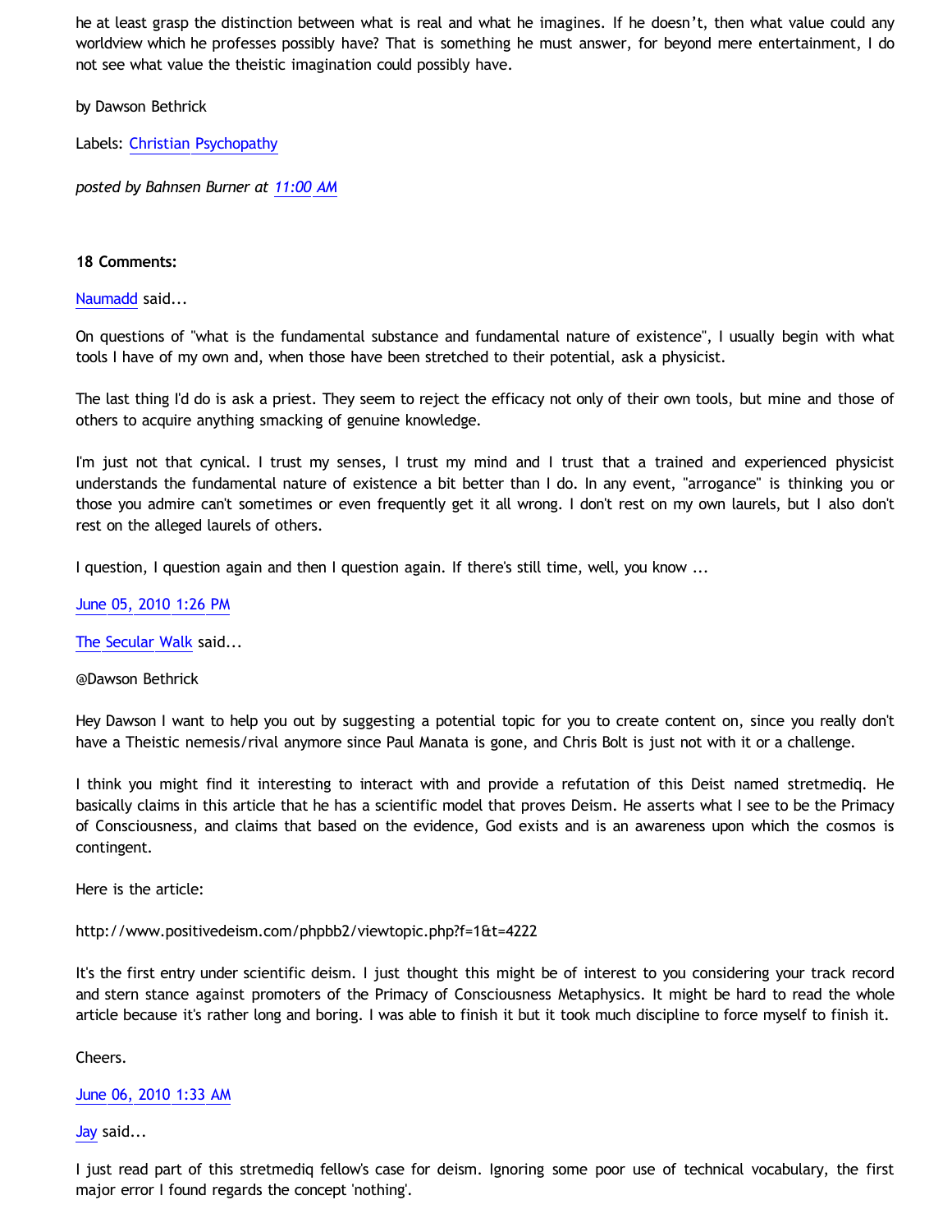he at least grasp the distinction between what is real and what he imagines. If he doesn't, then what value could any worldview which he professes possibly have? That is something he must answer, for beyond mere entertainment, I do not see what value the theistic imagination could possibly have.

by Dawson Bethrick

Labels: Christian Psychopathy

*posted by Bahnsen Burner at 11:00 AM*

**18 Comments:**

Naumadd said...

On questions of "what is the fundamental substance and fundamental nature of existence", I usually begin with what tools I have of my own and, when those have been stretched to their potential, ask a physicist.

The last thing I'd do is ask a priest. They seem to reject the efficacy not only of their own tools, but mine and those of others to acquire anything smacking of genuine knowledge.

I'm just not that cynical. I trust my senses, I trust my mind and I trust that a trained and experienced physicist understands the fundamental nature of existence a bit better than I do. In any event, "arrogance" is thinking you or those you admire can't sometimes or even frequently get it all wrong. I don't rest on my own laurels, but I also don't rest on the alleged laurels of others.

I question, I question again and then I question again. If there's still time, well, you know ...

June 05, 2010 1:26 PM

The Secular Walk said...

@Dawson Bethrick

Hey Dawson I want to help you out by suggesting a potential topic for you to create content on, since you really don't have a Theistic nemesis/rival anymore since Paul Manata is gone, and Chris Bolt is just not with it or a challenge.

I think you might find it interesting to interact with and provide a refutation of this Deist named stretmediq. He basically claims in this article that he has a scientific model that proves Deism. He asserts what I see to be the Primacy of Consciousness, and claims that based on the evidence, God exists and is an awareness upon which the cosmos is contingent.

Here is the article:

http://www.positivedeism.com/phpbb2/viewtopic.php?f=1&t=4222

It's the first entry under scientific deism. I just thought this might be of interest to you considering your track record and stern stance against promoters of the Primacy of Consciousness Metaphysics. It might be hard to read the whole article because it's rather long and boring. I was able to finish it but it took much discipline to force myself to finish it.

Cheers.

June 06, 2010 1:33 AM

Jay said...

I just read part of this stretmediq fellow's case for deism. Ignoring some poor use of technical vocabulary, the first major error I found regards the concept 'nothing'.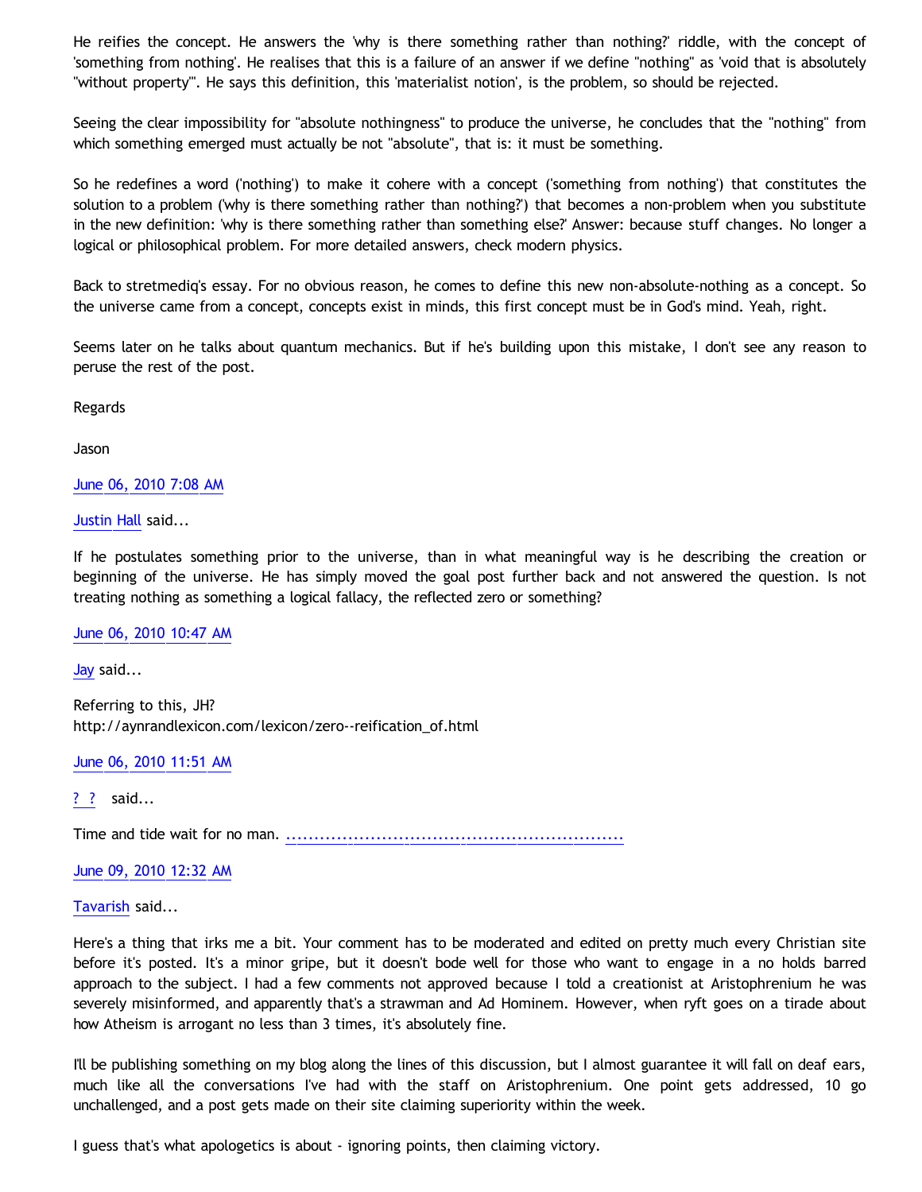He reifies the concept. He answers the 'why is there something rather than nothing?' riddle, with the concept of 'something from nothing'. He realises that this is a failure of an answer if we define "nothing" as 'void that is absolutely "without property"'. He says this definition, this 'materialist notion', is the problem, so should be rejected.

Seeing the clear impossibility for "absolute nothingness" to produce the universe, he concludes that the "nothing" from which something emerged must actually be not "absolute", that is: it must be something.

So he redefines a word ('nothing') to make it cohere with a concept ('something from nothing') that constitutes the solution to a problem ('why is there something rather than nothing?') that becomes a non-problem when you substitute in the new definition: 'why is there something rather than something else?' Answer: because stuff changes. No longer a logical or philosophical problem. For more detailed answers, check modern physics.

Back to stretmediq's essay. For no obvious reason, he comes to define this new non-absolute-nothing as a concept. So the universe came from a concept, concepts exist in minds, this first concept must be in God's mind. Yeah, right.

Seems later on he talks about quantum mechanics. But if he's building upon this mistake, I don't see any reason to peruse the rest of the post.

Regards

Jason

June 06, 2010 7:08 AM

Justin Hall said...

If he postulates something prior to the universe, than in what meaningful way is he describing the creation or beginning of the universe. He has simply moved the goal post further back and not answered the question. Is not treating nothing as something a logical fallacy, the reflected zero or something?

June 06, 2010 10:47 AM

Jay said...

Referring to this, JH?
http://aynrandlexicon.com/lexicon/zero--reification_of.html

June 06, 2010 11:51 AM

? ? said...

Time and tide wait for no man. ............................................................

June 09, 2010 12:32 AM

Tavarish said...

Here's a thing that irks me a bit. Your comment has to be moderated and edited on pretty much every Christian site before it's posted. It's a minor gripe, but it doesn't bode well for those who want to engage in a no holds barred approach to the subject. I had a few comments not approved because I told a creationist at Aristophrenium he was severely misinformed, and apparently that's a strawman and Ad Hominem. However, when ryft goes on a tirade about how Atheism is arrogant no less than 3 times, it's absolutely fine.

I'll be publishing something on my blog along the lines of this discussion, but I almost guarantee it will fall on deaf ears, much like all the conversations I've had with the staff on Aristophrenium. One point gets addressed, 10 go unchallenged, and a post gets made on their site claiming superiority within the week.

I guess that's what apologetics is about - ignoring points, then claiming victory.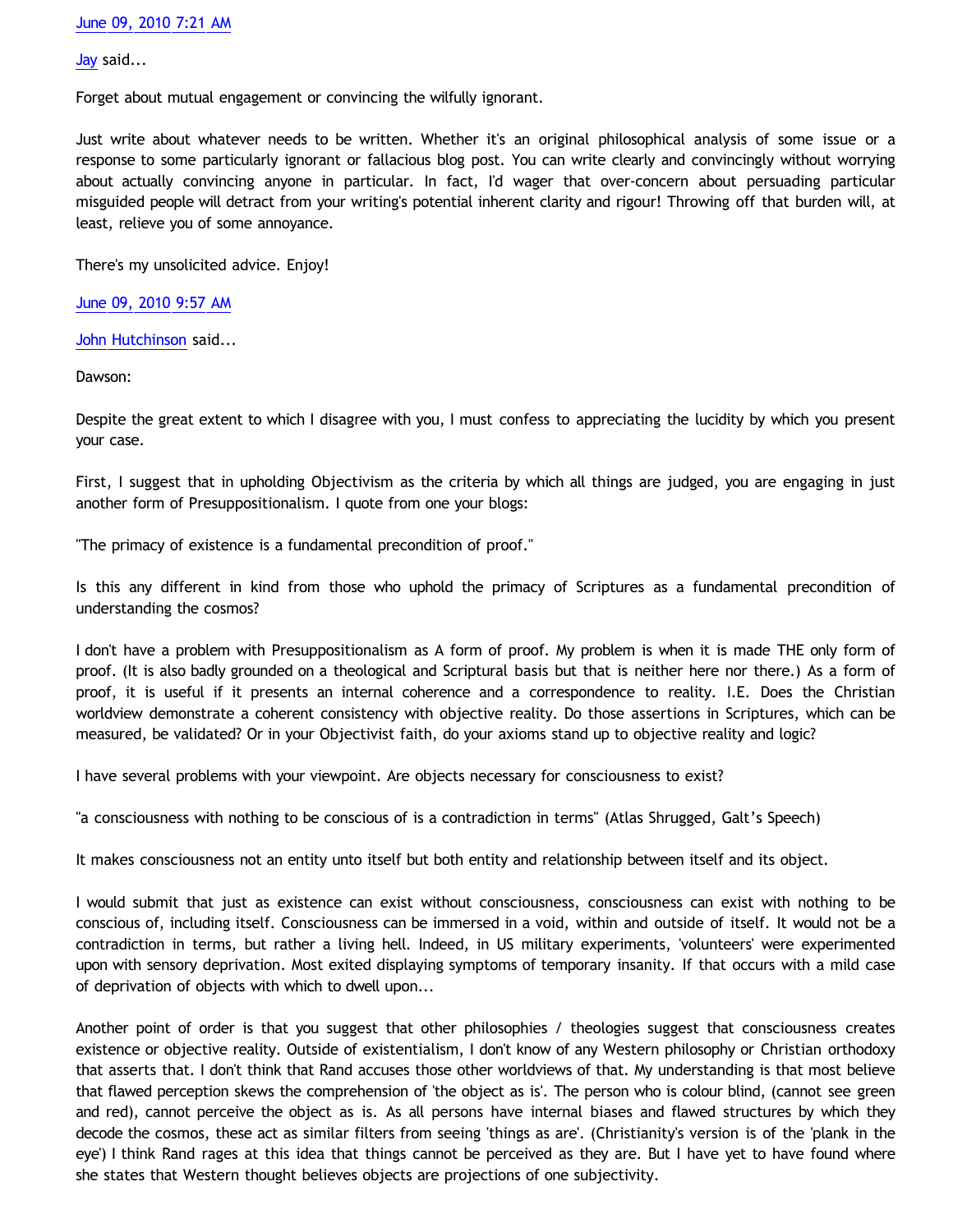June 09, 2010 7:21 AM

Jay said...

Forget about mutual engagement or convincing the wilfully ignorant.

Just write about whatever needs to be written. Whether it's an original philosophical analysis of some issue or a response to some particularly ignorant or fallacious blog post. You can write clearly and convincingly without worrying about actually convincing anyone in particular. In fact, I'd wager that over-concern about persuading particular misguided people will detract from your writing's potential inherent clarity and rigour! Throwing off that burden will, at least, relieve you of some annoyance.

There's my unsolicited advice. Enjoy!

June 09, 2010 9:57 AM

John Hutchinson said...

Dawson:

Despite the great extent to which I disagree with you, I must confess to appreciating the lucidity by which you present your case.

First, I suggest that in upholding Objectivism as the criteria by which all things are judged, you are engaging in just another form of Presuppositionalism. I quote from one your blogs:

"The primacy of existence is a fundamental precondition of proof."

Is this any different in kind from those who uphold the primacy of Scriptures as a fundamental precondition of understanding the cosmos?

I don't have a problem with Presuppositionalism as A form of proof. My problem is when it is made THE only form of proof. (It is also badly grounded on a theological and Scriptural basis but that is neither here nor there.) As a form of proof, it is useful if it presents an internal coherence and a correspondence to reality. I.E. Does the Christian worldview demonstrate a coherent consistency with objective reality. Do those assertions in Scriptures, which can be measured, be validated? Or in your Objectivist faith, do your axioms stand up to objective reality and logic?

I have several problems with your viewpoint. Are objects necessary for consciousness to exist?

"a consciousness with nothing to be conscious of is a contradiction in terms" (Atlas Shrugged, Galt's Speech)

It makes consciousness not an entity unto itself but both entity and relationship between itself and its object.

I would submit that just as existence can exist without consciousness, consciousness can exist with nothing to be conscious of, including itself. Consciousness can be immersed in a void, within and outside of itself. It would not be a contradiction in terms, but rather a living hell. Indeed, in US military experiments, 'volunteers' were experimented upon with sensory deprivation. Most exited displaying symptoms of temporary insanity. If that occurs with a mild case of deprivation of objects with which to dwell upon...

Another point of order is that you suggest that other philosophies / theologies suggest that consciousness creates existence or objective reality. Outside of existentialism, I don't know of any Western philosophy or Christian orthodoxy that asserts that. I don't think that Rand accuses those other worldviews of that. My understanding is that most believe that flawed perception skews the comprehension of 'the object as is'. The person who is colour blind, (cannot see green and red), cannot perceive the object as is. As all persons have internal biases and flawed structures by which they decode the cosmos, these act as similar filters from seeing 'things as are'. (Christianity's version is of the 'plank in the eye') I think Rand rages at this idea that things cannot be perceived as they are. But I have yet to have found where she states that Western thought believes objects are projections of one subjectivity.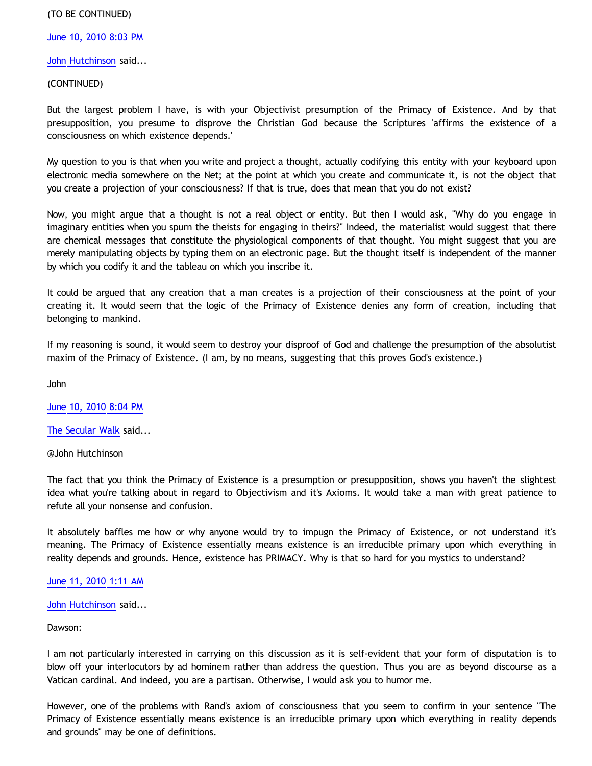(TO BE CONTINUED)

June 10, 2010 8:03 PM

John Hutchinson said...

(CONTINUED)

But the largest problem I have, is with your Objectivist presumption of the Primacy of Existence. And by that presupposition, you presume to disprove the Christian God because the Scriptures 'affirms the existence of a consciousness on which existence depends.'

My question to you is that when you write and project a thought, actually codifying this entity with your keyboard upon electronic media somewhere on the Net; at the point at which you create and communicate it, is not the object that you create a projection of your consciousness? If that is true, does that mean that you do not exist?

Now, you might argue that a thought is not a real object or entity. But then I would ask, "Why do you engage in imaginary entities when you spurn the theists for engaging in theirs?" Indeed, the materialist would suggest that there are chemical messages that constitute the physiological components of that thought. You might suggest that you are merely manipulating objects by typing them on an electronic page. But the thought itself is independent of the manner by which you codify it and the tableau on which you inscribe it.

It could be argued that any creation that a man creates is a projection of their consciousness at the point of your creating it. It would seem that the logic of the Primacy of Existence denies any form of creation, including that belonging to mankind.

If my reasoning is sound, it would seem to destroy your disproof of God and challenge the presumption of the absolutist maxim of the Primacy of Existence. (I am, by no means, suggesting that this proves God's existence.)

John

June 10, 2010 8:04 PM

The Secular Walk said...

@John Hutchinson

The fact that you think the Primacy of Existence is a presumption or presupposition, shows you haven't the slightest idea what you're talking about in regard to Objectivism and it's Axioms. It would take a man with great patience to refute all your nonsense and confusion.

It absolutely baffles me how or why anyone would try to impugn the Primacy of Existence, or not understand it's meaning. The Primacy of Existence essentially means existence is an irreducible primary upon which everything in reality depends and grounds. Hence, existence has PRIMACY. Why is that so hard for you mystics to understand?

June 11, 2010 1:11 AM

John Hutchinson said...

Dawson:

I am not particularly interested in carrying on this discussion as it is self-evident that your form of disputation is to blow off your interlocutors by ad hominem rather than address the question. Thus you are as beyond discourse as a Vatican cardinal. And indeed, you are a partisan. Otherwise, I would ask you to humor me.

However, one of the problems with Rand's axiom of consciousness that you seem to confirm in your sentence "The Primacy of Existence essentially means existence is an irreducible primary upon which everything in reality depends and grounds" may be one of definitions.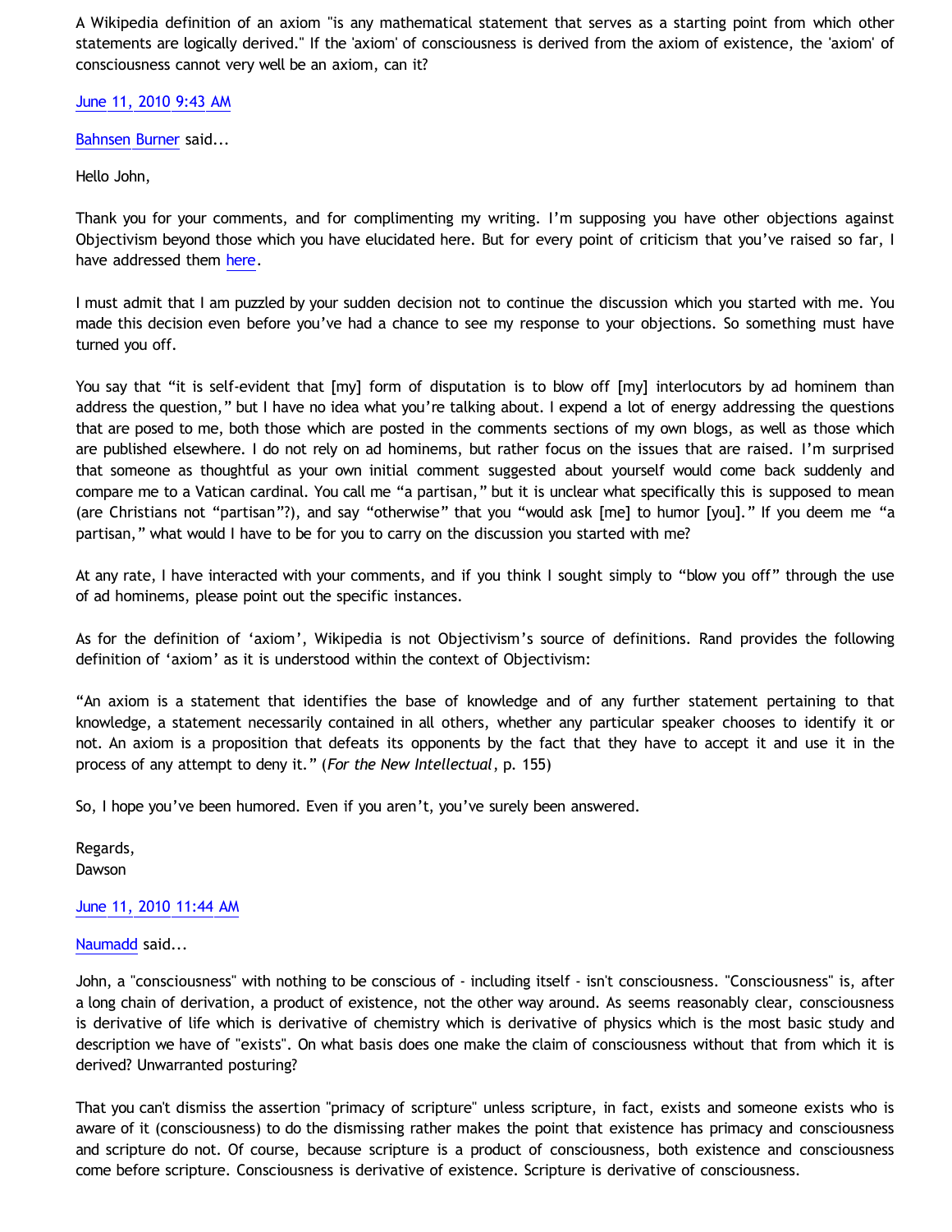A Wikipedia definition of an axiom "is any mathematical statement that serves as a starting point from which other statements are logically derived." If the 'axiom' of consciousness is derived from the axiom of existence, the 'axiom' of consciousness cannot very well be an axiom, can it?

June 11, 2010 9:43 AM

Bahnsen Burner said...

Hello John,

Thank you for your comments, and for complimenting my writing. I'm supposing you have other objections against Objectivism beyond those which you have elucidated here. But for every point of criticism that you've raised so far, I have addressed them here.

I must admit that I am puzzled by your sudden decision not to continue the discussion which you started with me. You made this decision even before you've had a chance to see my response to your objections. So something must have turned you off.

You say that "it is self-evident that [my] form of disputation is to blow off [my] interlocutors by ad hominem than address the question," but I have no idea what you're talking about. I expend a lot of energy addressing the questions that are posed to me, both those which are posted in the comments sections of my own blogs, as well as those which are published elsewhere. I do not rely on ad hominems, but rather focus on the issues that are raised. I'm surprised that someone as thoughtful as your own initial comment suggested about yourself would come back suddenly and compare me to a Vatican cardinal. You call me "a partisan," but it is unclear what specifically this is supposed to mean (are Christians not "partisan"?), and say "otherwise" that you "would ask [me] to humor [you]." If you deem me "a partisan," what would I have to be for you to carry on the discussion you started with me?

At any rate, I have interacted with your comments, and if you think I sought simply to "blow you off" through the use of ad hominems, please point out the specific instances.

As for the definition of 'axiom', Wikipedia is not Objectivism's source of definitions. Rand provides the following definition of 'axiom' as it is understood within the context of Objectivism:

"An axiom is a statement that identifies the base of knowledge and of any further statement pertaining to that knowledge, a statement necessarily contained in all others, whether any particular speaker chooses to identify it or not. An axiom is a proposition that defeats its opponents by the fact that they have to accept it and use it in the process of any attempt to deny it." (*For the New Intellectual*, p. 155)

So, I hope you've been humored. Even if you aren't, you've surely been answered.

Regards,
Dawson

June 11, 2010 11:44 AM

Naumadd said...

John, a "consciousness" with nothing to be conscious of - including itself - isn't consciousness. "Consciousness" is, after a long chain of derivation, a product of existence, not the other way around. As seems reasonably clear, consciousness is derivative of life which is derivative of chemistry which is derivative of physics which is the most basic study and description we have of "exists". On what basis does one make the claim of consciousness without that from which it is derived? Unwarranted posturing?

That you can't dismiss the assertion "primacy of scripture" unless scripture, in fact, exists and someone exists who is aware of it (consciousness) to do the dismissing rather makes the point that existence has primacy and consciousness and scripture do not. Of course, because scripture is a product of consciousness, both existence and consciousness come before scripture. Consciousness is derivative of existence. Scripture is derivative of consciousness.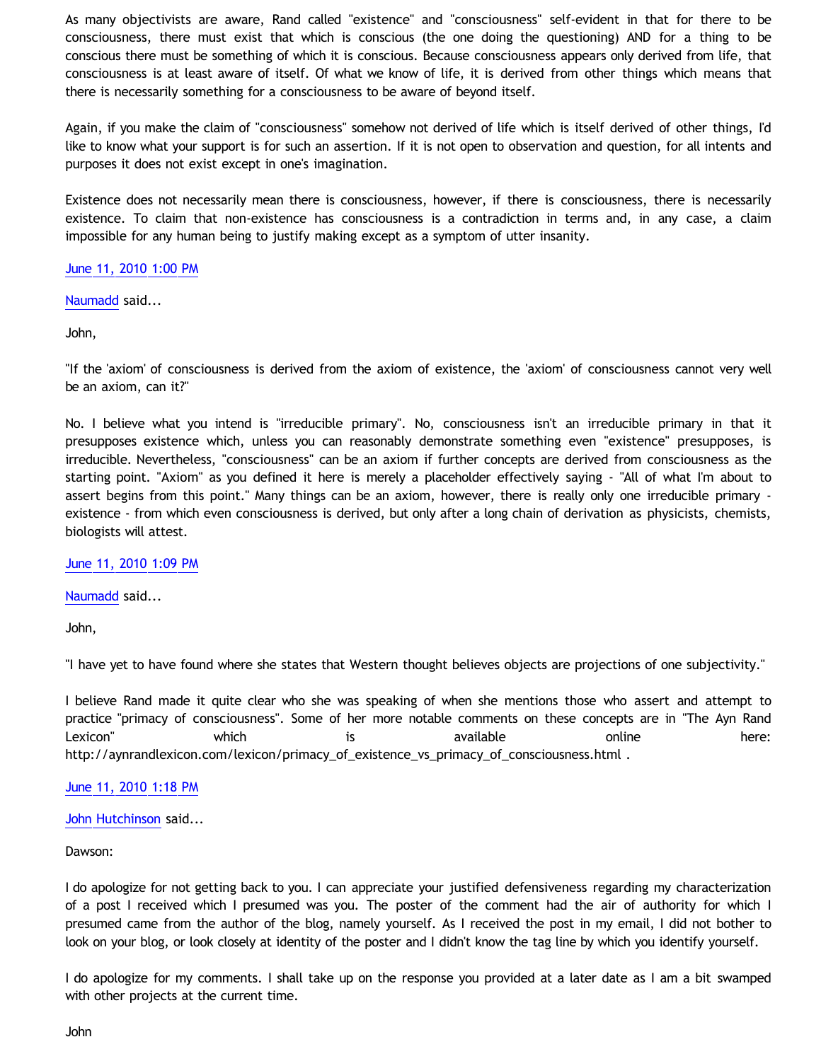As many objectivists are aware, Rand called "existence" and "consciousness" self-evident in that for there to be consciousness, there must exist that which is conscious (the one doing the questioning) AND for a thing to be conscious there must be something of which it is conscious. Because consciousness appears only derived from life, that consciousness is at least aware of itself. Of what we know of life, it is derived from other things which means that there is necessarily something for a consciousness to be aware of beyond itself.

Again, if you make the claim of "consciousness" somehow not derived of life which is itself derived of other things, I'd like to know what your support is for such an assertion. If it is not open to observation and question, for all intents and purposes it does not exist except in one's imagination.

Existence does not necessarily mean there is consciousness, however, if there is consciousness, there is necessarily existence. To claim that non-existence has consciousness is a contradiction in terms and, in any case, a claim impossible for any human being to justify making except as a symptom of utter insanity.

June 11, 2010 1:00 PM

Naumadd said...

John,

"If the 'axiom' of consciousness is derived from the axiom of existence, the 'axiom' of consciousness cannot very well be an axiom, can it?"

No. I believe what you intend is "irreducible primary". No, consciousness isn't an irreducible primary in that it presupposes existence which, unless you can reasonably demonstrate something even "existence" presupposes, is irreducible. Nevertheless, "consciousness" can be an axiom if further concepts are derived from consciousness as the starting point. "Axiom" as you defined it here is merely a placeholder effectively saying - "All of what I'm about to assert begins from this point." Many things can be an axiom, however, there is really only one irreducible primary - existence - from which even consciousness is derived, but only after a long chain of derivation as physicists, chemists, biologists will attest.

June 11, 2010 1:09 PM

Naumadd said...

John,

"I have yet to have found where she states that Western thought believes objects are projections of one subjectivity."

I believe Rand made it quite clear who she was speaking of when she mentions those who assert and attempt to practice "primacy of consciousness". Some of her more notable comments on these concepts are in "The Ayn Rand Lexicon" which is available online here: http://aynrandlexicon.com/lexicon/primacy_of_existence_vs_primacy_of_consciousness.html .

June 11, 2010 1:18 PM

John Hutchinson said...

Dawson:

I do apologize for not getting back to you. I can appreciate your justified defensiveness regarding my characterization of a post I received which I presumed was you. The poster of the comment had the air of authority for which I presumed came from the author of the blog, namely yourself. As I received the post in my email, I did not bother to look on your blog, or look closely at identity of the poster and I didn't know the tag line by which you identify yourself.

I do apologize for my comments. I shall take up on the response you provided at a later date as I am a bit swamped with other projects at the current time.

John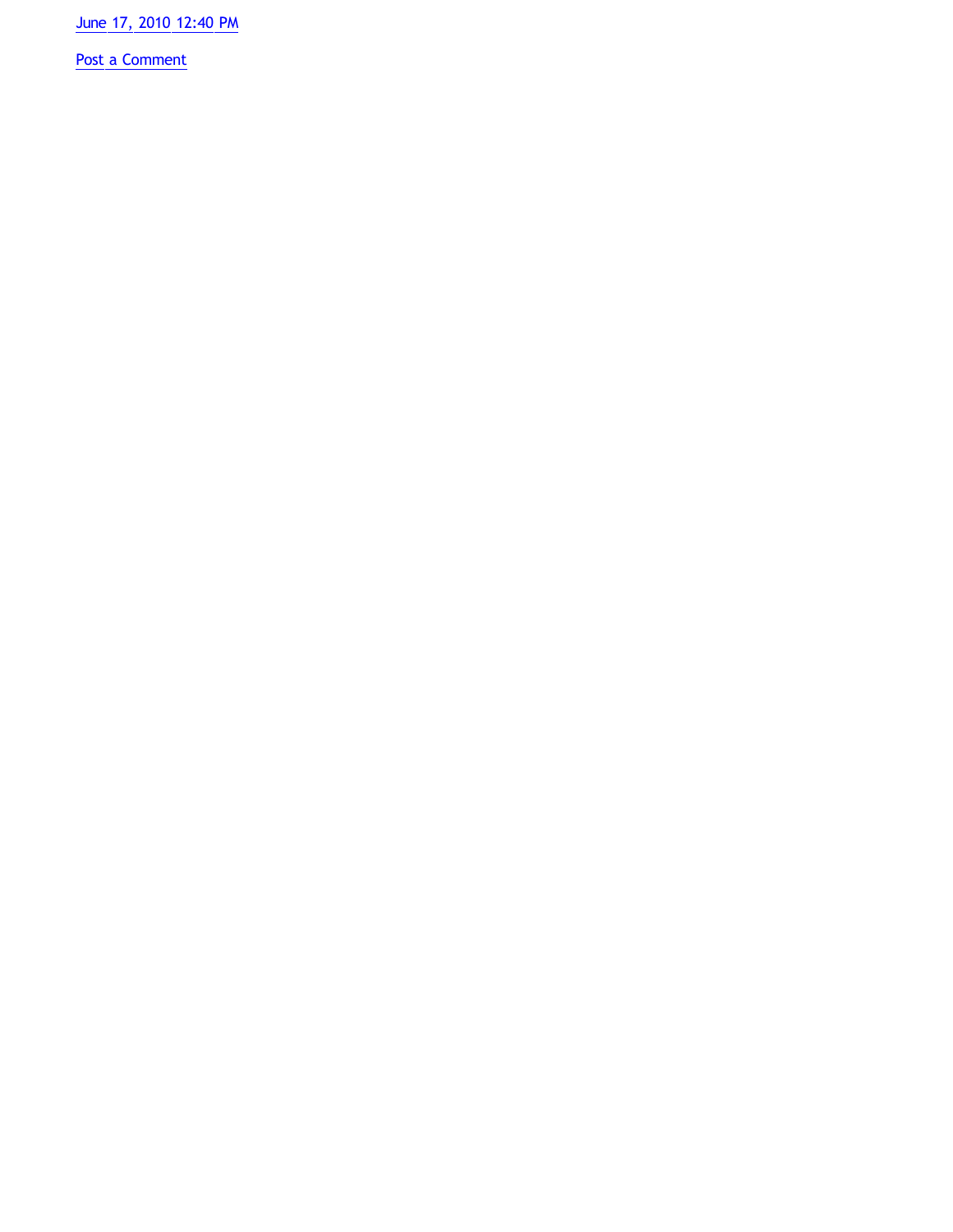[June 17, 2010 12:40 PM]

[Post a Comment]